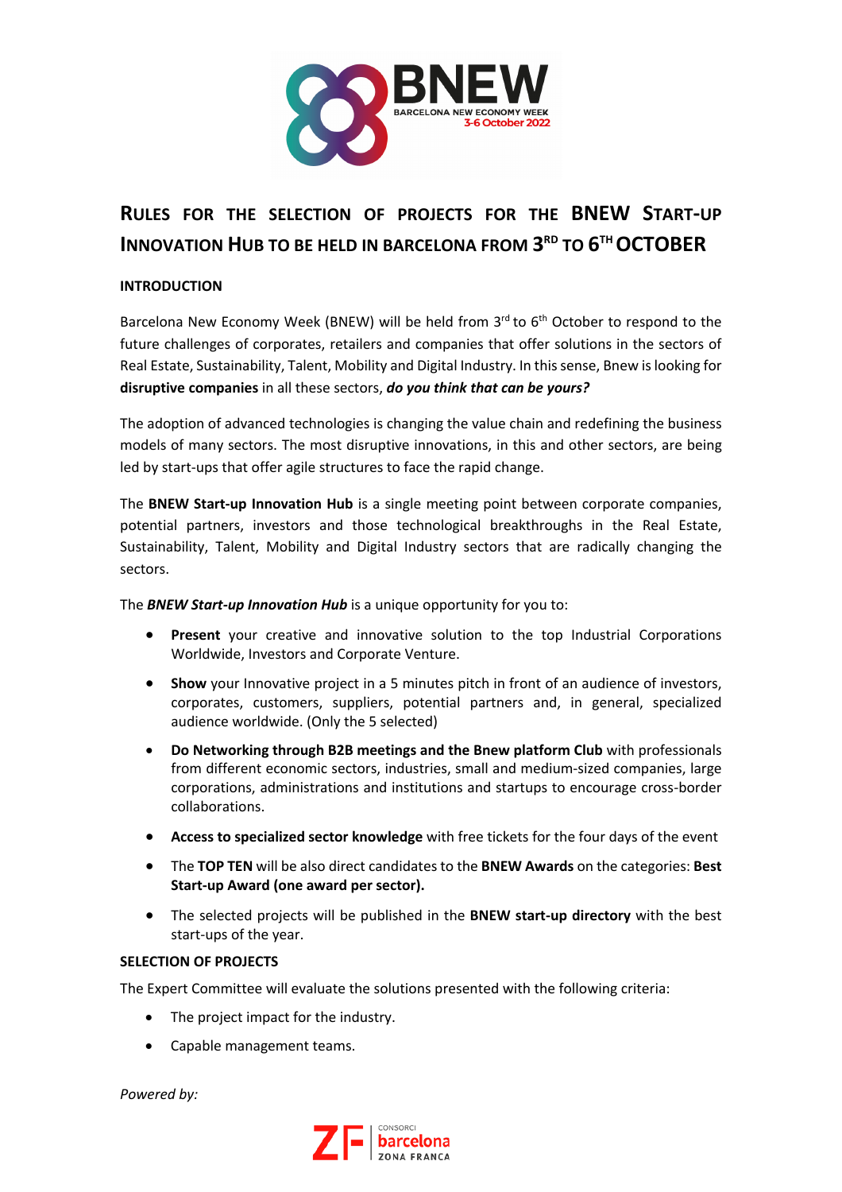# RULES FOR THE SELECTION OF PROJECTS FOR THE BNEW START-UP INNOVATION HUB TO BE HELD IN BARCELONA FROM 3RD TO 6TH OCTOBER

## INTRODUCTION

Barcelona New Economy Week (BNEW) will be held from 3rd to 6th October to respond to the future challenges of corporates, retailers and companies that offer solutions in the sectors of Real Estate, Sustainability, Talent, Mobility and Digital Industry. In this sense, Bnew is looking for **disruptive companies** in all these sectors, ***do you think that can be yours?***

The adoption of advanced technologies is changing the value chain and redefining the business models of many sectors. The most disruptive innovations, in this and other sectors, are being led by start-ups that offer agile structures to face the rapid change.

The **BNEW Start-up Innovation Hub** is a single meeting point between corporate companies, potential partners, investors and those technological breakthroughs in the Real Estate, Sustainability, Talent, Mobility and Digital Industry sectors that are radically changing the sectors.

The ***BNEW Start-up Innovation Hub*** is a unique opportunity for you to:

- **Present** your creative and innovative solution to the top Industrial Corporations Worldwide, Investors and Corporate Venture.
- **Show** your Innovative project in a 5 minutes pitch in front of an audience of investors, corporates, customers, suppliers, potential partners and, in general, specialized audience worldwide. (Only the 5 selected)
- **Do Networking through B2B meetings and the Bnew platform Club** with professionals from different economic sectors, industries, small and medium-sized companies, large corporations, administrations and institutions and startups to encourage cross-border collaborations.
- **Access to specialized sector knowledge** with free tickets for the four days of the event
- The **TOP TEN** will be also direct candidates to the **BNEW Awards** on the categories: **Best Start-up Award (one award per sector).**
- The selected projects will be published in the **BNEW start-up directory** with the best start-ups of the year.

## SELECTION OF PROJECTS

The Expert Committee will evaluate the solutions presented with the following criteria:

- The project impact for the industry.
- Capable management teams.

*Powered by:*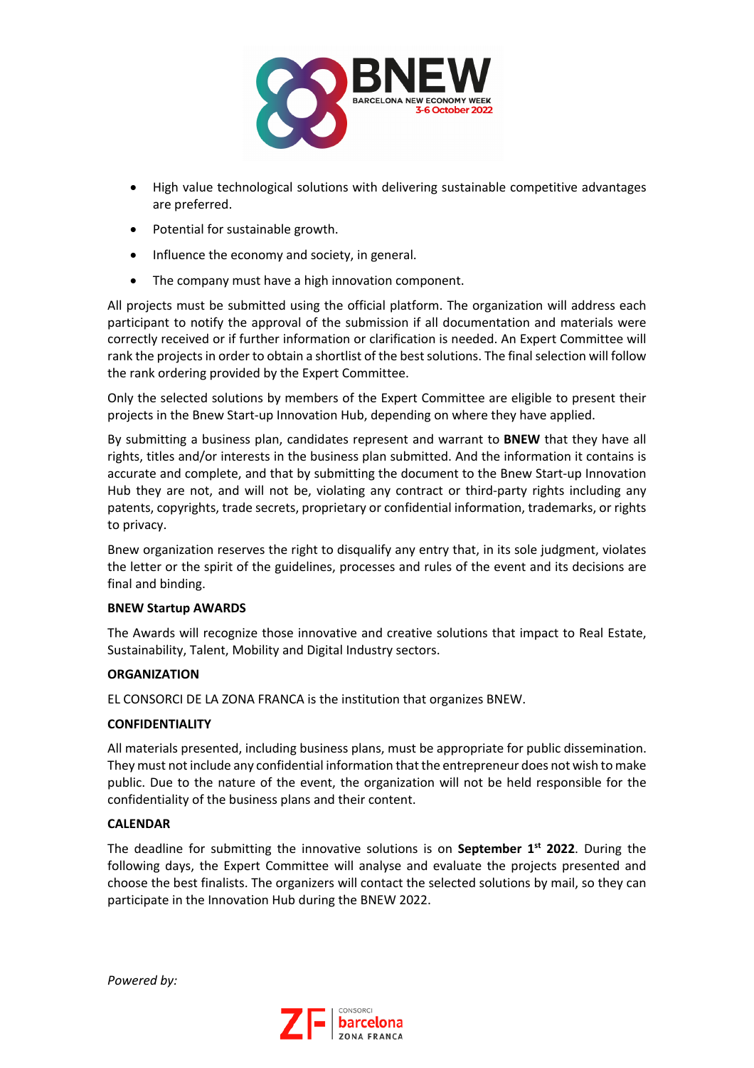- High value technological solutions with delivering sustainable competitive advantages are preferred.
- Potential for sustainable growth.
- Influence the economy and society, in general.
- The company must have a high innovation component.

All projects must be submitted using the official platform. The organization will address each participant to notify the approval of the submission if all documentation and materials were correctly received or if further information or clarification is needed. An Expert Committee will rank the projects in order to obtain a shortlist of the best solutions. The final selection will follow the rank ordering provided by the Expert Committee.

Only the selected solutions by members of the Expert Committee are eligible to present their projects in the Bnew Start-up Innovation Hub, depending on where they have applied.

By submitting a business plan, candidates represent and warrant to **BNEW** that they have all rights, titles and/or interests in the business plan submitted. And the information it contains is accurate and complete, and that by submitting the document to the Bnew Start-up Innovation Hub they are not, and will not be, violating any contract or third-party rights including any patents, copyrights, trade secrets, proprietary or confidential information, trademarks, or rights to privacy.

Bnew organization reserves the right to disqualify any entry that, in its sole judgment, violates the letter or the spirit of the guidelines, processes and rules of the event and its decisions are final and binding.

**BNEW Startup AWARDS**

The Awards will recognize those innovative and creative solutions that impact to Real Estate, Sustainability, Talent, Mobility and Digital Industry sectors.

**ORGANIZATION**

EL CONSORCI DE LA ZONA FRANCA is the institution that organizes BNEW.

**CONFIDENTIALITY**

All materials presented, including business plans, must be appropriate for public dissemination. They must not include any confidential information that the entrepreneur does not wish to make public. Due to the nature of the event, the organization will not be held responsible for the confidentiality of the business plans and their content.

**CALENDAR**

The deadline for submitting the innovative solutions is on **September 1st 2022**. During the following days, the Expert Committee will analyse and evaluate the projects presented and choose the best finalists. The organizers will contact the selected solutions by mail, so they can participate in the Innovation Hub during the BNEW 2022.

*Powered by:*